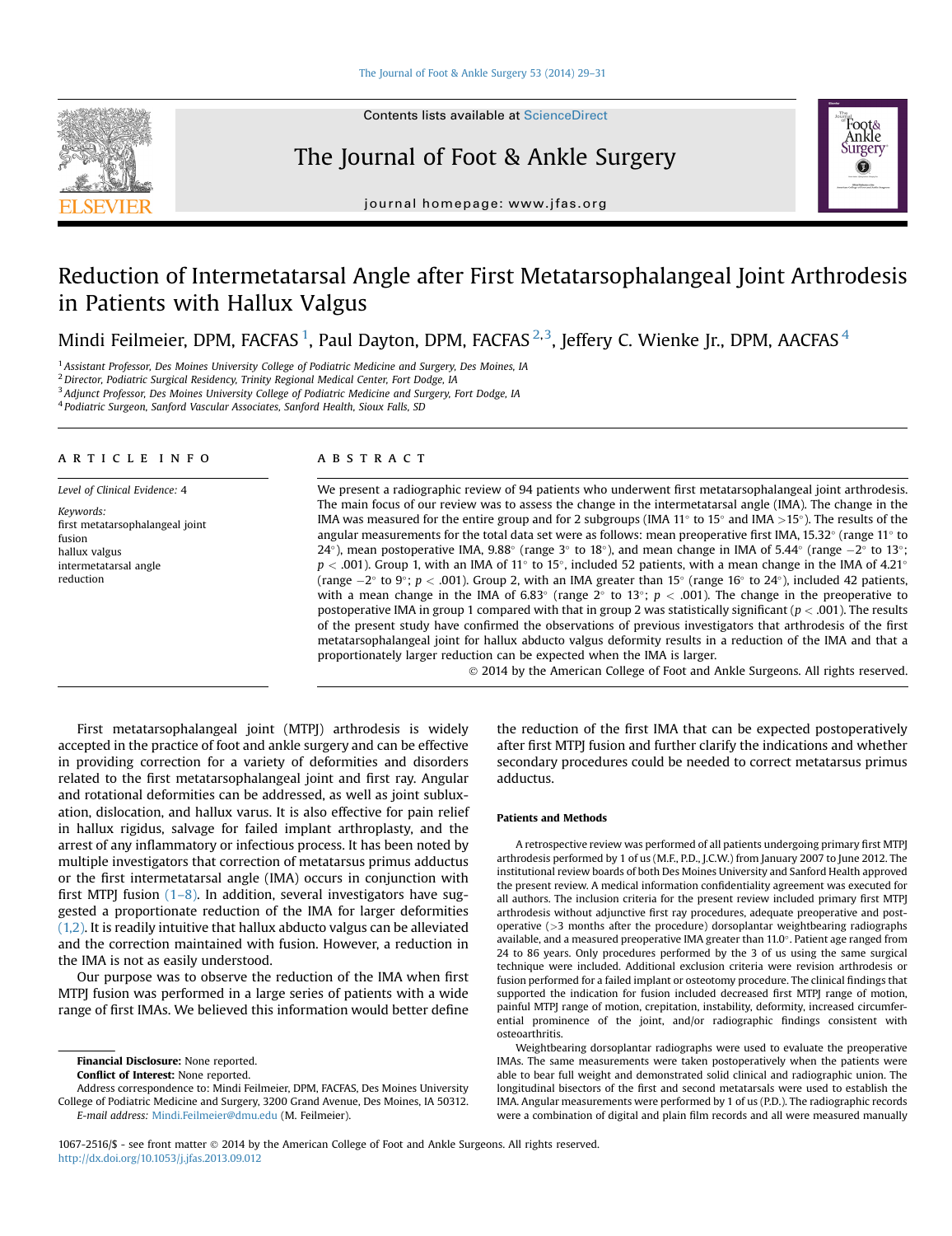# Reduction of Intermetatarsal Angle after First Metatarsophalangeal Joint Arthrodesis in Patients with Hallux Valgus

Mindi Feilmeier, DPM, FACFAS [1], Paul Dayton, DPM, FACFAS [2,3], Jeffery C. Wienke Jr., DPM, AACFAS [4]

[1] Assistant Professor, Des Moines University College of Podiatric Medicine and Surgery, Des Moines, IA
[2] Director, Podiatric Surgical Residency, Trinity Regional Medical Center, Fort Dodge, IA
[3] Adjunct Professor, Des Moines University College of Podiatric Medicine and Surgery, Fort Dodge, IA
[4] Podiatric Surgeon, Sanford Vascular Associates, Sanford Health, Sioux Falls, SD

## ARTICLE INFO

*Level of Clinical Evidence:* 4

*Keywords:*
first metatarsophalangeal joint
fusion
hallux valgus
intermetatarsal angle
reduction

## ABSTRACT

We present a radiographic review of 94 patients who underwent first metatarsophalangeal joint arthrodesis. The main focus of our review was to assess the change in the intermetatarsal angle (IMA). The change in the IMA was measured for the entire group and for 2 subgroups (IMA 11° to 15° and IMA >15°). The results of the angular measurements for the total data set were as follows: mean preoperative first IMA, 15.32° (range 11° to 24°), mean postoperative IMA, 9.88° (range 3° to 18°), and mean change in IMA of 5.44° (range −2° to 13°; $p < .001$). Group 1, with an IMA of 11° to 15°, included 52 patients, with a mean change in the IMA of 4.21° (range −2° to 9°; $p < .001$). Group 2, with an IMA greater than 15° (range 16° to 24°), included 42 patients, with a mean change in the IMA of 6.83° (range 2° to 13°; $p < .001$). The change in the preoperative to postoperative IMA in group 1 compared with that in group 2 was statistically significant ($p < .001$). The results of the present study have confirmed the observations of previous investigators that arthrodesis of the first metatarsophalangeal joint for hallux abducto valgus deformity results in a reduction of the IMA and that a proportionately larger reduction can be expected when the IMA is larger.

© 2014 by the American College of Foot and Ankle Surgeons. All rights reserved.

First metatarsophalangeal joint (MTPJ) arthrodesis is widely accepted in the practice of foot and ankle surgery and can be effective in providing correction for a variety of deformities and disorders related to the first metatarsophalangeal joint and first ray. Angular and rotational deformities can be addressed, as well as joint subluxation, dislocation, and hallux varus. It is also effective for pain relief in hallux rigidus, salvage for failed implant arthroplasty, and the arrest of any inflammatory or infectious process. It has been noted by multiple investigators that correction of metatarsus primus adductus or the first intermetatarsal angle (IMA) occurs in conjunction with first MTPJ fusion (1–8). In addition, several investigators have suggested a proportionate reduction of the IMA for larger deformities (1,2). It is readily intuitive that hallux abducto valgus can be alleviated and the correction maintained with fusion. However, a reduction in the IMA is not as easily understood.

Our purpose was to observe the reduction of the IMA when first MTPJ fusion was performed in a large series of patients with a wide range of first IMAs. We believed this information would better define the reduction of the first IMA that can be expected postoperatively after first MTPJ fusion and further clarify the indications and whether secondary procedures could be needed to correct metatarsus primus adductus.

**Financial Disclosure:** None reported.
**Conflict of Interest:** None reported.
Address correspondence to: Mindi Feilmeier, DPM, FACFAS, Des Moines University College of Podiatric Medicine and Surgery, 3200 Grand Avenue, Des Moines, IA 50312.
*E-mail address:* Mindi.Feilmeier@dmu.edu (M. Feilmeier).

### Patients and Methods

A retrospective review was performed of all patients undergoing primary first MTPJ arthrodesis performed by 1 of us (M.F., P.D., J.C.W.) from January 2007 to June 2012. The institutional review boards of both Des Moines University and Sanford Health approved the present review. A medical information confidentiality agreement was executed for all authors. The inclusion criteria for the present review included primary first MTPJ arthrodesis without adjunctive first ray procedures, adequate preoperative and postoperative (>3 months after the procedure) dorsoplantar weightbearing radiographs available, and a measured preoperative IMA greater than 11.0°. Patient age ranged from 24 to 86 years. Only procedures performed by the 3 of us using the same surgical technique were included. Additional exclusion criteria were revision arthrodesis or fusion performed for a failed implant or osteotomy procedure. The clinical findings that supported the indication for fusion included decreased first MTPJ range of motion, painful MTPJ range of motion, crepitation, instability, deformity, increased circumferential prominence of the joint, and/or radiographic findings consistent with osteoarthritis.

Weightbearing dorsoplantar radiographs were used to evaluate the preoperative IMAs. The same measurements were taken postoperatively when the patients were able to bear full weight and demonstrated solid clinical and radiographic union. The longitudinal bisectors of the first and second metatarsals were used to establish the IMA. Angular measurements were performed by 1 of us (P.D.). The radiographic records were a combination of digital and plain film records and all were measured manually

1067-2516/$ - see front matter © 2014 by the American College of Foot and Ankle Surgeons. All rights reserved.
http://dx.doi.org/10.1053/j.jfas.2013.09.012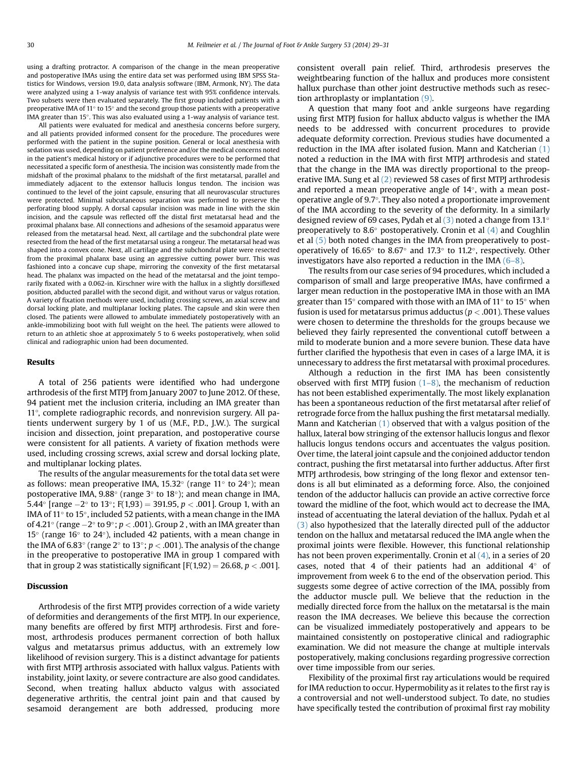using a drafting protractor. A comparison of the change in the mean preoperative and postoperative IMAs using the entire data set was performed using IBM SPSS Statistics for Windows, version 19.0, data analysis software (IBM, Armonk, NY). The data were analyzed using a 1-way analysis of variance test with 95% confidence intervals. Two subsets were then evaluated separately. The first group included patients with a preoperative IMA of 11° to 15° and the second group those patients with a preoperative IMA greater than 15°. This was also evaluated using a 1-way analysis of variance test.

All patients were evaluated for medical and anesthesia concerns before surgery, and all patients provided informed consent for the procedure. The procedures were performed with the patient in the supine position. General or local anesthesia with sedation was used, depending on patient preference and/or the medical concerns noted in the patient's medical history or if adjunctive procedures were to be performed that necessitated a specific form of anesthesia. The incision was consistently made from the midshaft of the proximal phalanx to the midshaft of the first metatarsal, parallel and immediately adjacent to the extensor hallucis longus tendon. The incision was continued to the level of the joint capsule, ensuring that all neurovascular structures were protected. Minimal subcutaneous separation was performed to preserve the perforating blood supply. A dorsal capsular incision was made in line with the skin incision, and the capsule was reflected off the distal first metatarsal head and the proximal phalanx base. All connections and adhesions of the sesamoid apparatus were released from the metatarsal head. Next, all cartilage and the subchondral plate were resected from the head of the first metatarsal using a rongeur. The metatarsal head was shaped into a convex cone. Next, all cartilage and the subchondral plate were resected from the proximal phalanx base using an aggressive cutting power burr. This was fashioned into a concave cup shape, mirroring the convexity of the first metatarsal head. The phalanx was impacted on the head of the metatarsal and the joint temporarily fixated with a 0.062-in. Kirschner wire with the hallux in a slightly dorsiflexed position, abducted parallel with the second digit, and without varus or valgus rotation. A variety of fixation methods were used, including crossing screws, an axial screw and dorsal locking plate, and multiplanar locking plates. The capsule and skin were then closed. The patients were allowed to ambulate immediately postoperatively with an ankle-immobilizing boot with full weight on the heel. The patients were allowed to return to an athletic shoe at approximately 5 to 6 weeks postoperatively, when solid clinical and radiographic union had been documented.

## Results

A total of 256 patients were identified who had undergone arthrodesis of the first MTPJ from January 2007 to June 2012. Of these, 94 patient met the inclusion criteria, including an IMA greater than 11°, complete radiographic records, and nonrevision surgery. All patients underwent surgery by 1 of us (M.F., P.D., J.W.). The surgical incision and dissection, joint preparation, and postoperative course were consistent for all patients. A variety of fixation methods were used, including crossing screws, axial screw and dorsal locking plate, and multiplanar locking plates.

The results of the angular measurements for the total data set were as follows: mean preoperative IMA, 15.32° (range 11° to 24°); mean postoperative IMA, 9.88° (range 3° to 18°); and mean change in IMA, 5.44° [range −2° to 13°; $F(1,93) = 391.95$, $p < .001$]. Group 1, with an IMA of 11° to 15°, included 52 patients, with a mean change in the IMA of 4.21° (range −2° to 9°; $p < .001$). Group 2, with an IMA greater than 15° (range 16° to 24°), included 42 patients, with a mean change in the IMA of 6.83° (range 2° to 13°; $p < .001$). The analysis of the change in the preoperative to postoperative IMA in group 1 compared with that in group 2 was statistically significant [$F(1,92) = 26.68$, $p < .001$].

## Discussion

Arthrodesis of the first MTPJ provides correction of a wide variety of deformities and derangements of the first MTPJ. In our experience, many benefits are offered by first MTPJ arthrodesis. First and foremost, arthrodesis produces permanent correction of both hallux valgus and metatarsus primus adductus, with an extremely low likelihood of revision surgery. This is a distinct advantage for patients with first MTPJ arthrosis associated with hallux valgus. Patients with instability, joint laxity, or severe contracture are also good candidates. Second, when treating hallux abducto valgus with associated degenerative arthritis, the central joint pain and that caused by sesamoid derangement are both addressed, producing more consistent overall pain relief. Third, arthrodesis preserves the weightbearing function of the hallux and produces more consistent hallux purchase than other joint destructive methods such as resection arthroplasty or implantation (9).

A question that many foot and ankle surgeons have regarding using first MTPJ fusion for hallux abducto valgus is whether the IMA needs to be addressed with concurrent procedures to provide adequate deformity correction. Previous studies have documented a reduction in the IMA after isolated fusion. Mann and Katcherian (1) noted a reduction in the IMA with first MTPJ arthrodesis and stated that the change in the IMA was directly proportional to the preoperative IMA. Sung et al (2) reviewed 58 cases of first MTPJ arthrodesis and reported a mean preoperative angle of 14°, with a mean postoperative angle of 9.7°. They also noted a proportionate improvement of the IMA according to the severity of the deformity. In a similarly designed review of 69 cases, Pydah et al (3) noted a change from 13.1° preoperatively to 8.6° postoperatively. Cronin et al (4) and Coughlin et al (5) both noted changes in the IMA from preoperatively to postoperatively of 16.65° to 8.67° and 17.3° to 11.2°, respectively. Other investigators have also reported a reduction in the IMA (6–8).

The results from our case series of 94 procedures, which included a comparison of small and large preoperative IMAs, have confirmed a larger mean reduction in the postoperative IMA in those with an IMA greater than 15° compared with those with an IMA of 11° to 15° when fusion is used for metatarsus primus adductus ($p < .001$). These values were chosen to determine the thresholds for the groups because we believed they fairly represented the conventional cutoff between a mild to moderate bunion and a more severe bunion. These data have further clarified the hypothesis that even in cases of a large IMA, it is unnecessary to address the first metatarsal with proximal procedures.

Although a reduction in the first IMA has been consistently observed with first MTPJ fusion (1–8), the mechanism of reduction has not been established experimentally. The most likely explanation has been a spontaneous reduction of the first metatarsal after relief of retrograde force from the hallux pushing the first metatarsal medially. Mann and Katcherian (1) observed that with a valgus position of the hallux, lateral bow stringing of the extensor hallucis longus and flexor hallucis longus tendons occurs and accentuates the valgus position. Over time, the lateral joint capsule and the conjoined adductor tendon contract, pushing the first metatarsal into further adductus. After first MTPJ arthrodesis, bow stringing of the long flexor and extensor tendons is all but eliminated as a deforming force. Also, the conjoined tendon of the adductor hallucis can provide an active corrective force toward the midline of the foot, which would act to decrease the IMA, instead of accentuating the lateral deviation of the hallux. Pydah et al (3) also hypothesized that the laterally directed pull of the adductor tendon on the hallux and metatarsal reduced the IMA angle when the proximal joints were flexible. However, this functional relationship has not been proven experimentally. Cronin et al (4), in a series of 20 cases, noted that 4 of their patients had an additional 4° of improvement from week 6 to the end of the observation period. This suggests some degree of active correction of the IMA, possibly from the adductor muscle pull. We believe that the reduction in the medially directed force from the hallux on the metatarsal is the main reason the IMA decreases. We believe this because the correction can be visualized immediately postoperatively and appears to be maintained consistently on postoperative clinical and radiographic examination. We did not measure the change at multiple intervals postoperatively, making conclusions regarding progressive correction over time impossible from our series.

Flexibility of the proximal first ray articulations would be required for IMA reduction to occur. Hypermobility as it relates to the first ray is a controversial and not well-understood subject. To date, no studies have specifically tested the contribution of proximal first ray mobility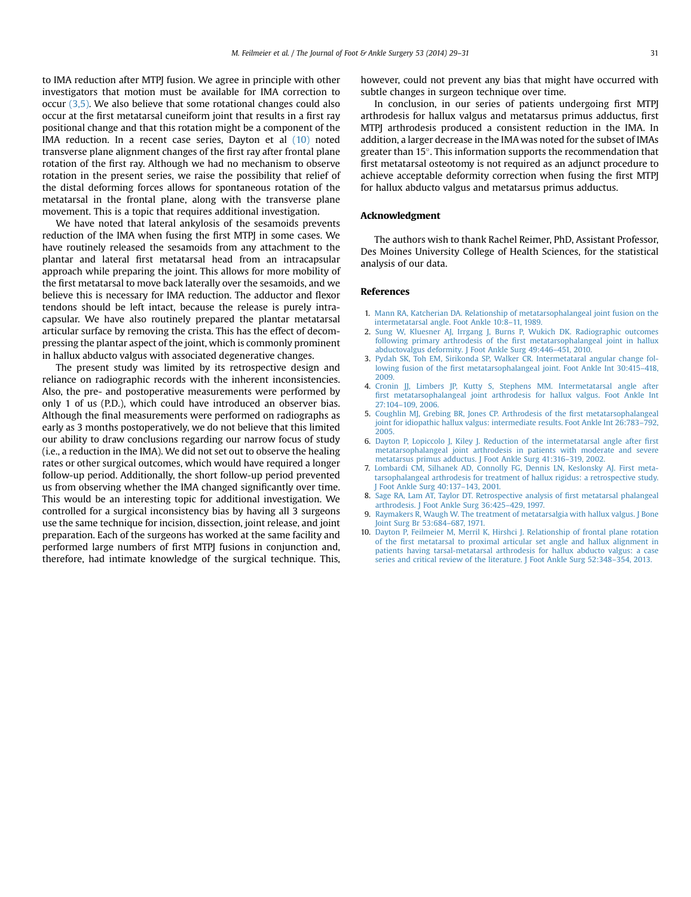to IMA reduction after MTPJ fusion. We agree in principle with other investigators that motion must be available for IMA correction to occur (3,5). We also believe that some rotational changes could also occur at the first metatarsal cuneiform joint that results in a first ray positional change and that this rotation might be a component of the IMA reduction. In a recent case series, Dayton et al (10) noted transverse plane alignment changes of the first ray after frontal plane rotation of the first ray. Although we had no mechanism to observe rotation in the present series, we raise the possibility that relief of the distal deforming forces allows for spontaneous rotation of the metatarsal in the frontal plane, along with the transverse plane movement. This is a topic that requires additional investigation.

We have noted that lateral ankylosis of the sesamoids prevents reduction of the IMA when fusing the first MTPJ in some cases. We have routinely released the sesamoids from any attachment to the plantar and lateral first metatarsal head from an intracapsular approach while preparing the joint. This allows for more mobility of the first metatarsal to move back laterally over the sesamoids, and we believe this is necessary for IMA reduction. The adductor and flexor tendons should be left intact, because the release is purely intracapsular. We have also routinely prepared the plantar metatarsal articular surface by removing the crista. This has the effect of decompressing the plantar aspect of the joint, which is commonly prominent in hallux abducto valgus with associated degenerative changes.

The present study was limited by its retrospective design and reliance on radiographic records with the inherent inconsistencies. Also, the pre- and postoperative measurements were performed by only 1 of us (P.D.), which could have introduced an observer bias. Although the final measurements were performed on radiographs as early as 3 months postoperatively, we do not believe that this limited our ability to draw conclusions regarding our narrow focus of study (i.e., a reduction in the IMA). We did not set out to observe the healing rates or other surgical outcomes, which would have required a longer follow-up period. Additionally, the short follow-up period prevented us from observing whether the IMA changed significantly over time. This would be an interesting topic for additional investigation. We controlled for a surgical inconsistency bias by having all 3 surgeons use the same technique for incision, dissection, joint release, and joint preparation. Each of the surgeons has worked at the same facility and performed large numbers of first MTPJ fusions in conjunction and, therefore, had intimate knowledge of the surgical technique. This, however, could not prevent any bias that might have occurred with subtle changes in surgeon technique over time.

In conclusion, in our series of patients undergoing first MTPJ arthrodesis for hallux valgus and metatarsus primus adductus, first MTPJ arthrodesis produced a consistent reduction in the IMA. In addition, a larger decrease in the IMA was noted for the subset of IMAs greater than 15°. This information supports the recommendation that first metatarsal osteotomy is not required as an adjunct procedure to achieve acceptable deformity correction when fusing the first MTPJ for hallux abducto valgus and metatarsus primus adductus.

## Acknowledgment

The authors wish to thank Rachel Reimer, PhD, Assistant Professor, Des Moines University College of Health Sciences, for the statistical analysis of our data.

## References

1. Mann RA, Katcherian DA. Relationship of metatarsophalangeal joint fusion on the intermetatarsal angle. Foot Ankle 10:8–11, 1989.
2. Sung W, Kluesner AJ, Irrgang J, Burns P, Wukich DK. Radiographic outcomes following primary arthrodesis of the first metatarsophalangeal joint in hallux abductovalgus deformity. J Foot Ankle Surg 49:446–451, 2010.
3. Pydah SK, Toh EM, Sirikonda SP, Walker CR. Intermetataral angular change following fusion of the first metatarsophalangeal joint. Foot Ankle Int 30:415–418, 2009.
4. Cronin JJ, Limbers JP, Kutty S, Stephens MM. Intermetatarsal angle after first metatarsophalangeal joint arthrodesis for hallux valgus. Foot Ankle Int 27:104–109, 2006.
5. Coughlin MJ, Grebing BR, Jones CP. Arthrodesis of the first metatarsophalangeal joint for idiopathic hallux valgus: intermediate results. Foot Ankle Int 26:783–792, 2005.
6. Dayton P, Lopiccolo J, Kiley J. Reduction of the intermetatarsal angle after first metatarsophalangeal joint arthrodesis in patients with moderate and severe metatarsus primus adductus. J Foot Ankle Surg 41:316–319, 2002.
7. Lombardi CM, Silhanek AD, Connolly FG, Dennis LN, Keslonsky AJ. First metatarsophalangeal arthrodesis for treatment of hallux rigidus: a retrospective study. J Foot Ankle Surg 40:137–143, 2001.
8. Sage RA, Lam AT, Taylor DT. Retrospective analysis of first metatarsal phalangeal arthrodesis. J Foot Ankle Surg 36:425–429, 1997.
9. Raymakers R, Waugh W. The treatment of metatarsalgia with hallux valgus. J Bone Joint Surg Br 53:684–687, 1971.
10. Dayton P, Feilmeier M, Merril K, Hirshci J. Relationship of frontal plane rotation of the first metatarsal to proximal articular set angle and hallux alignment in patients having tarsal-metatarsal arthrodesis for hallux abducto valgus: a case series and critical review of the literature. J Foot Ankle Surg 52:348–354, 2013.